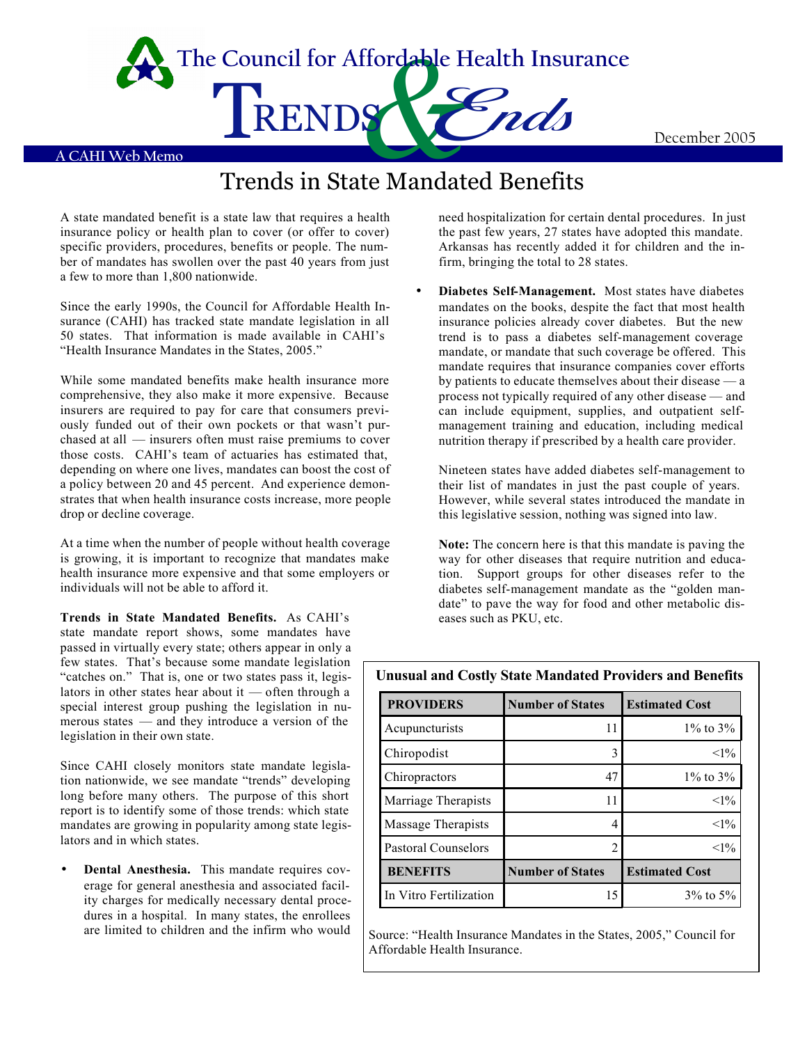The Council for Affordable Health Insurance

TRENDS & Ends

A CAHI Web Memo

December 2005

# Trends in State Mandated Benefits

A state mandated benefit is a state law that requires a health insurance policy or health plan to cover (or offer to cover) specific providers, procedures, benefits or people. The number of mandates has swollen over the past 40 years from just a few to more than 1,800 nationwide.

Since the early 1990s, the Council for Affordable Health Insurance (CAHI) has tracked state mandate legislation in all 50 states. That information is made available in CAHI's "Health Insurance Mandates in the States, 2005."

While some mandated benefits make health insurance more comprehensive, they also make it more expensive. Because insurers are required to pay for care that consumers previously funded out of their own pockets or that wasn't purchased at all — insurers often must raise premiums to cover those costs. CAHI's team of actuaries has estimated that, depending on where one lives, mandates can boost the cost of a policy between 20 and 45 percent. And experience demonstrates that when health insurance costs increase, more people drop or decline coverage.

At a time when the number of people without health coverage is growing, it is important to recognize that mandates make health insurance more expensive and that some employers or individuals will not be able to afford it.

**Trends in State Mandated Benefits.** As CAHI's state mandate report shows, some mandates have passed in virtually every state; others appear in only a few states. That's because some mandate legislation "catches on." That is, one or two states pass it, legislators in other states hear about it — often through a special interest group pushing the legislation in numerous states — and they introduce a version of the legislation in their own state.

Since CAHI closely monitors state mandate legislation nationwide, we see mandate "trends" developing long before many others. The purpose of this short report is to identify some of those trends: which state mandates are growing in popularity among state legislators and in which states.

- **Dental Anesthesia.** This mandate requires coverage for general anesthesia and associated facility charges for medically necessary dental procedures in a hospital. In many states, the enrollees are limited to children and the infirm who would need hospitalization for certain dental procedures. In just the past few years, 27 states have adopted this mandate. Arkansas has recently added it for children and the infirm, bringing the total to 28 states.

- **Diabetes Self-Management.** Most states have diabetes mandates on the books, despite the fact that most health insurance policies already cover diabetes. But the new trend is to pass a diabetes self-management coverage mandate, or mandate that such coverage be offered. This mandate requires that insurance companies cover efforts by patients to educate themselves about their disease — a process not typically required of any other disease — and can include equipment, supplies, and outpatient self-management training and education, including medical nutrition therapy if prescribed by a health care provider.

  Nineteen states have added diabetes self-management to their list of mandates in just the past couple of years. However, while several states introduced the mandate in this legislative session, nothing was signed into law.

  **Note:** The concern here is that this mandate is paving the way for other diseases that require nutrition and education. Support groups for other diseases refer to the diabetes self-management mandate as the "golden mandate" to pave the way for food and other metabolic diseases such as PKU, etc.

**Unusual and Costly State Mandated Providers and Benefits**

| PROVIDERS | Number of States | Estimated Cost |
|---|---|---|
| Acupuncturists | 11 | 1% to 3% |
| Chiropodist | 3 | <1% |
| Chiropractors | 47 | 1% to 3% |
| Marriage Therapists | 11 | <1% |
| Massage Therapists | 4 | <1% |
| Pastoral Counselors | 2 | <1% |
| **BENEFITS** | **Number of States** | **Estimated Cost** |
| In Vitro Fertilization | 15 | 3% to 5% |

Source: "Health Insurance Mandates in the States, 2005," Council for Affordable Health Insurance.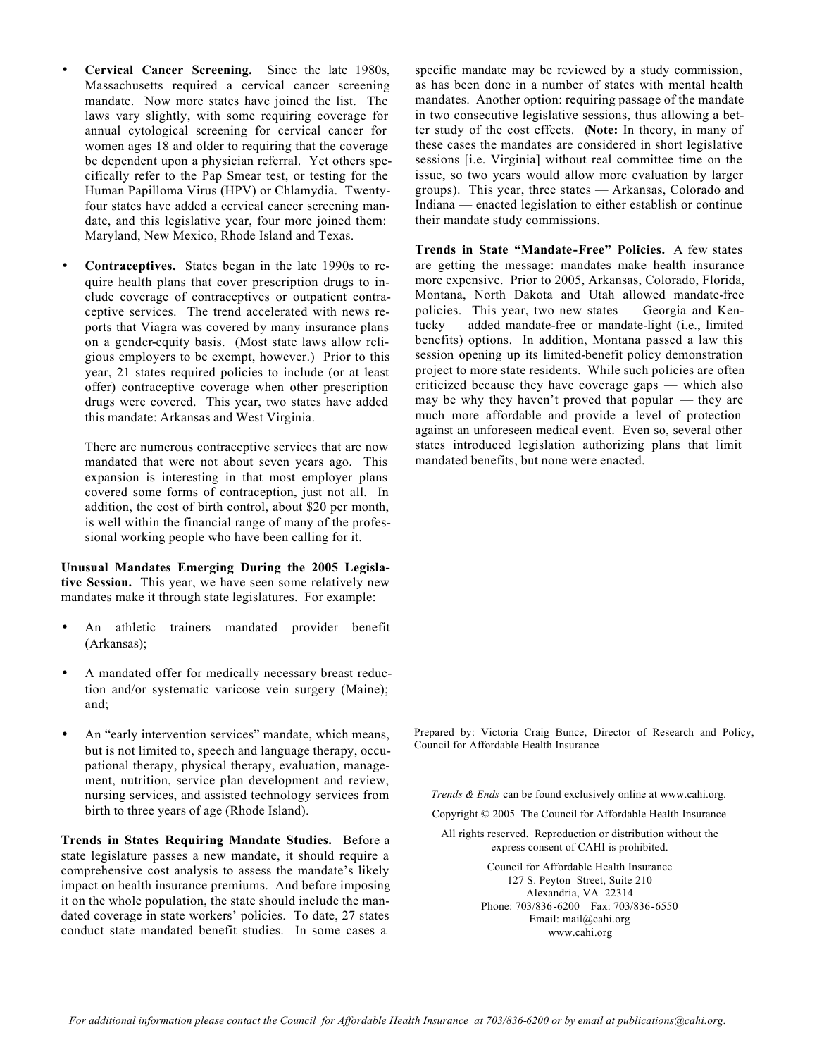- **Cervical Cancer Screening.** Since the late 1980s, Massachusetts required a cervical cancer screening mandate. Now more states have joined the list. The laws vary slightly, with some requiring coverage for annual cytological screening for cervical cancer for women ages 18 and older to requiring that the coverage be dependent upon a physician referral. Yet others specifically refer to the Pap Smear test, or testing for the Human Papilloma Virus (HPV) or Chlamydia. Twenty-four states have added a cervical cancer screening mandate, and this legislative year, four more joined them: Maryland, New Mexico, Rhode Island and Texas.

- **Contraceptives.** States began in the late 1990s to require health plans that cover prescription drugs to include coverage of contraceptives or outpatient contraceptive services. The trend accelerated with news reports that Viagra was covered by many insurance plans on a gender-equity basis. (Most state laws allow religious employers to be exempt, however.) Prior to this year, 21 states required policies to include (or at least offer) contraceptive coverage when other prescription drugs were covered. This year, two states have added this mandate: Arkansas and West Virginia.

  There are numerous contraceptive services that are now mandated that were not about seven years ago. This expansion is interesting in that most employer plans covered some forms of contraception, just not all. In addition, the cost of birth control, about $20 per month, is well within the financial range of many of the professional working people who have been calling for it.

**Unusual Mandates Emerging During the 2005 Legislative Session.** This year, we have seen some relatively new mandates make it through state legislatures. For example:

- An athletic trainers mandated provider benefit (Arkansas);

- A mandated offer for medically necessary breast reduction and/or systematic varicose vein surgery (Maine); and;

- An "early intervention services" mandate, which means, but is not limited to, speech and language therapy, occupational therapy, physical therapy, evaluation, management, nutrition, service plan development and review, nursing services, and assisted technology services from birth to three years of age (Rhode Island).

**Trends in States Requiring Mandate Studies.** Before a state legislature passes a new mandate, it should require a comprehensive cost analysis to assess the mandate's likely impact on health insurance premiums. And before imposing it on the whole population, the state should include the mandated coverage in state workers' policies. To date, 27 states conduct state mandated benefit studies. In some cases a specific mandate may be reviewed by a study commission, as has been done in a number of states with mental health mandates. Another option: requiring passage of the mandate in two consecutive legislative sessions, thus allowing a better study of the cost effects. (**Note:** In theory, in many of these cases the mandates are considered in short legislative sessions [i.e. Virginia] without real committee time on the issue, so two years would allow more evaluation by larger groups). This year, three states — Arkansas, Colorado and Indiana — enacted legislation to either establish or continue their mandate study commissions.

**Trends in State "Mandate-Free" Policies.** A few states are getting the message: mandates make health insurance more expensive. Prior to 2005, Arkansas, Colorado, Florida, Montana, North Dakota and Utah allowed mandate-free policies. This year, two new states — Georgia and Kentucky — added mandate-free or mandate-light (i.e., limited benefits) options. In addition, Montana passed a law this session opening up its limited-benefit policy demonstration project to more state residents. While such policies are often criticized because they have coverage gaps — which also may be why they haven't proved that popular — they are much more affordable and provide a level of protection against an unforeseen medical event. Even so, several other states introduced legislation authorizing plans that limit mandated benefits, but none were enacted.

Prepared by: Victoria Craig Bunce, Director of Research and Policy, Council for Affordable Health Insurance

*Trends & Ends* can be found exclusively online at www.cahi.org.

Copyright © 2005 The Council for Affordable Health Insurance

All rights reserved. Reproduction or distribution without the express consent of CAHI is prohibited.

Council for Affordable Health Insurance
127 S. Peyton Street, Suite 210
Alexandria, VA 22314
Phone: 703/836-6200 Fax: 703/836-6550
Email: mail@cahi.org
www.cahi.org

*For additional information please contact the Council for Affordable Health Insurance at 703/836-6200 or by email at publications@cahi.org.*